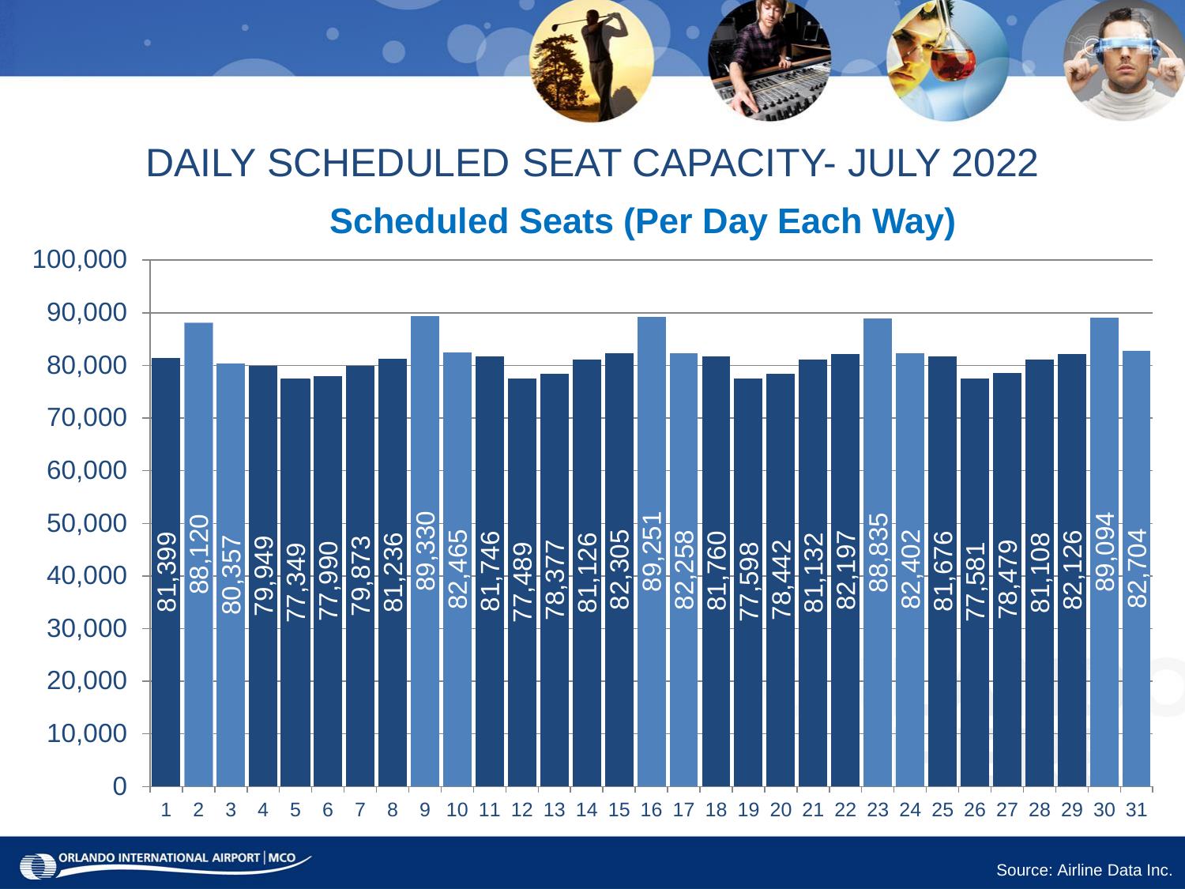# DAILY SCHEDULED SEAT CAPACITY- JULY 2022

## Scheduled Seats (Per Day Each Way)

| Day | Scheduled Seats |
|---|---|
| 1 | 81,399 |
| 2 | 88,120 |
| 3 | 80,357 |
| 4 | 79,949 |
| 5 | 77,349 |
| 6 | 77,990 |
| 7 | 79,873 |
| 8 | 81,236 |
| 9 | 89,330 |
| 10 | 82,465 |
| 11 | 81,746 |
| 12 | 77,489 |
| 13 | 78,377 |
| 14 | 81,126 |
| 15 | 82,305 |
| 16 | 89,251 |
| 17 | 82,258 |
| 18 | 81,760 |
| 19 | 77,598 |
| 20 | 78,442 |
| 21 | 81,132 |
| 22 | 82,197 |
| 23 | 88,835 |
| 24 | 82,402 |
| 25 | 81,676 |
| 26 | 77,581 |
| 27 | 78,479 |
| 28 | 81,108 |
| 29 | 82,126 |
| 30 | 89,094 |
| 31 | 82,704 |

ORLANDO INTERNATIONAL AIRPORT | MCO

Source: Airline Data Inc.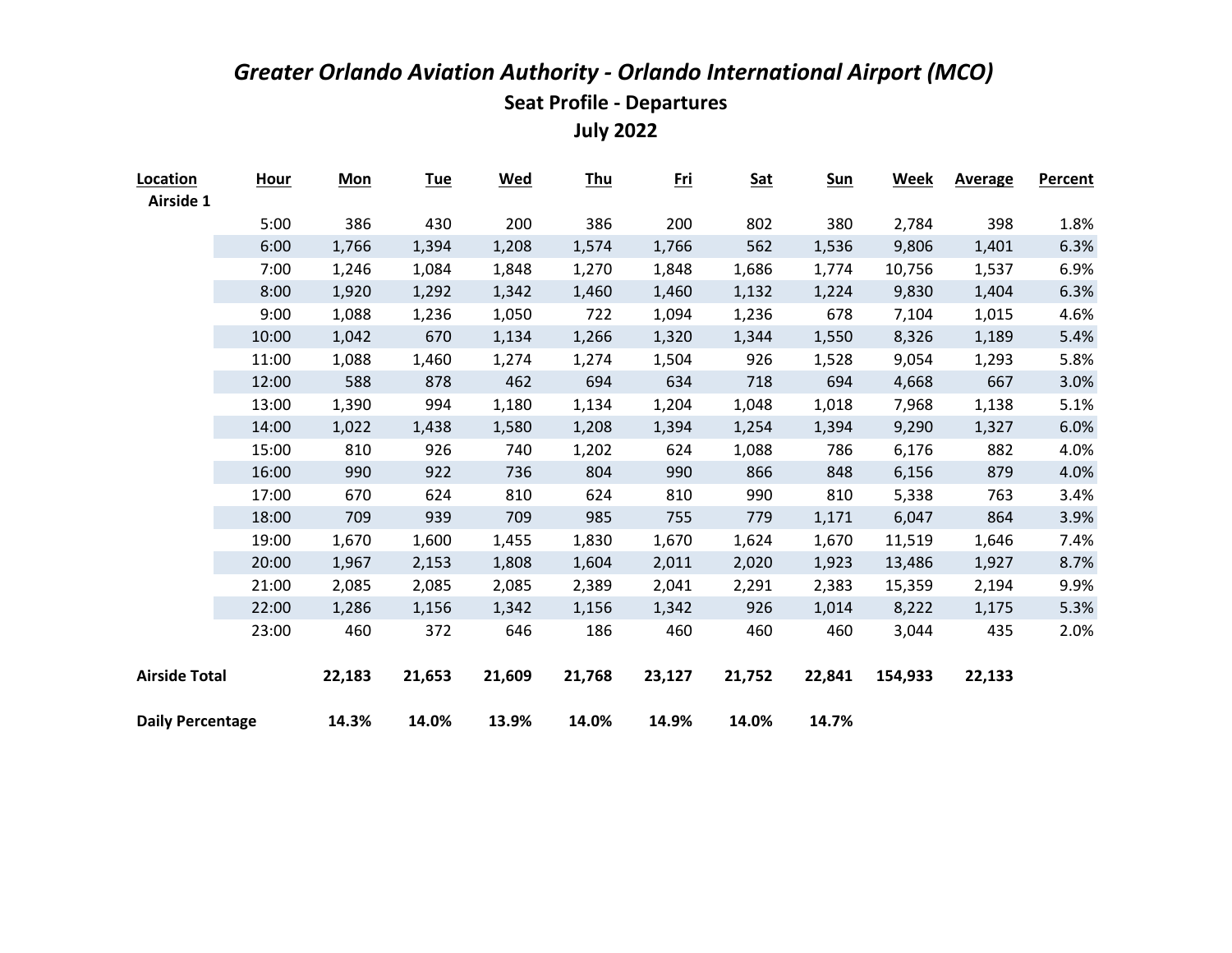# *Greater Orlando Aviation Authority - Orlando International Airport (MCO)*

## Seat Profile - Departures

## July 2022

| Location | Hour | Mon | Tue | Wed | Thu | Fri | Sat | Sun | Week | Average | Percent |
|---|---|---|---|---|---|---|---|---|---|---|---|
| Airside 1 | | | | | | | | | | | |
| | 5:00 | 386 | 430 | 200 | 386 | 200 | 802 | 380 | 2,784 | 398 | 1.8% |
| | 6:00 | 1,766 | 1,394 | 1,208 | 1,574 | 1,766 | 562 | 1,536 | 9,806 | 1,401 | 6.3% |
| | 7:00 | 1,246 | 1,084 | 1,848 | 1,270 | 1,848 | 1,686 | 1,774 | 10,756 | 1,537 | 6.9% |
| | 8:00 | 1,920 | 1,292 | 1,342 | 1,460 | 1,460 | 1,132 | 1,224 | 9,830 | 1,404 | 6.3% |
| | 9:00 | 1,088 | 1,236 | 1,050 | 722 | 1,094 | 1,236 | 678 | 7,104 | 1,015 | 4.6% |
| | 10:00 | 1,042 | 670 | 1,134 | 1,266 | 1,320 | 1,344 | 1,550 | 8,326 | 1,189 | 5.4% |
| | 11:00 | 1,088 | 1,460 | 1,274 | 1,274 | 1,504 | 926 | 1,528 | 9,054 | 1,293 | 5.8% |
| | 12:00 | 588 | 878 | 462 | 694 | 634 | 718 | 694 | 4,668 | 667 | 3.0% |
| | 13:00 | 1,390 | 994 | 1,180 | 1,134 | 1,204 | 1,048 | 1,018 | 7,968 | 1,138 | 5.1% |
| | 14:00 | 1,022 | 1,438 | 1,580 | 1,208 | 1,394 | 1,254 | 1,394 | 9,290 | 1,327 | 6.0% |
| | 15:00 | 810 | 926 | 740 | 1,202 | 624 | 1,088 | 786 | 6,176 | 882 | 4.0% |
| | 16:00 | 990 | 922 | 736 | 804 | 990 | 866 | 848 | 6,156 | 879 | 4.0% |
| | 17:00 | 670 | 624 | 810 | 624 | 810 | 990 | 810 | 5,338 | 763 | 3.4% |
| | 18:00 | 709 | 939 | 709 | 985 | 755 | 779 | 1,171 | 6,047 | 864 | 3.9% |
| | 19:00 | 1,670 | 1,600 | 1,455 | 1,830 | 1,670 | 1,624 | 1,670 | 11,519 | 1,646 | 7.4% |
| | 20:00 | 1,967 | 2,153 | 1,808 | 1,604 | 2,011 | 2,020 | 1,923 | 13,486 | 1,927 | 8.7% |
| | 21:00 | 2,085 | 2,085 | 2,085 | 2,389 | 2,041 | 2,291 | 2,383 | 15,359 | 2,194 | 9.9% |
| | 22:00 | 1,286 | 1,156 | 1,342 | 1,156 | 1,342 | 926 | 1,014 | 8,222 | 1,175 | 5.3% |
| | 23:00 | 460 | 372 | 646 | 186 | 460 | 460 | 460 | 3,044 | 435 | 2.0% |
| **Airside Total** | | **22,183** | **21,653** | **21,609** | **21,768** | **23,127** | **21,752** | **22,841** | **154,933** | **22,133** | |
| **Daily Percentage** | | **14.3%** | **14.0%** | **13.9%** | **14.0%** | **14.9%** | **14.0%** | **14.7%** | | | |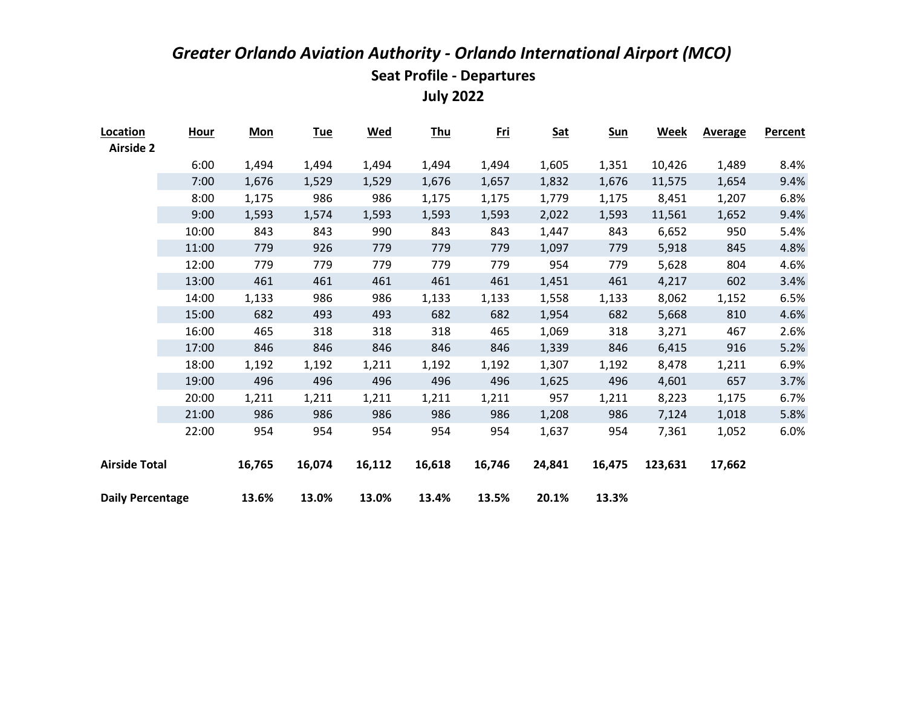# *Greater Orlando Aviation Authority - Orlando International Airport (MCO)*

## Seat Profile - Departures

## July 2022

| Location | Hour | Mon | Tue | Wed | Thu | Fri | Sat | Sun | Week | Average | Percent |
|---|---|---|---|---|---|---|---|---|---|---|---|
| Airside 2 | | | | | | | | | | | |
| | 6:00 | 1,494 | 1,494 | 1,494 | 1,494 | 1,494 | 1,605 | 1,351 | 10,426 | 1,489 | 8.4% |
| | 7:00 | 1,676 | 1,529 | 1,529 | 1,676 | 1,657 | 1,832 | 1,676 | 11,575 | 1,654 | 9.4% |
| | 8:00 | 1,175 | 986 | 986 | 1,175 | 1,175 | 1,779 | 1,175 | 8,451 | 1,207 | 6.8% |
| | 9:00 | 1,593 | 1,574 | 1,593 | 1,593 | 1,593 | 2,022 | 1,593 | 11,561 | 1,652 | 9.4% |
| | 10:00 | 843 | 843 | 990 | 843 | 843 | 1,447 | 843 | 6,652 | 950 | 5.4% |
| | 11:00 | 779 | 926 | 779 | 779 | 779 | 1,097 | 779 | 5,918 | 845 | 4.8% |
| | 12:00 | 779 | 779 | 779 | 779 | 779 | 954 | 779 | 5,628 | 804 | 4.6% |
| | 13:00 | 461 | 461 | 461 | 461 | 461 | 1,451 | 461 | 4,217 | 602 | 3.4% |
| | 14:00 | 1,133 | 986 | 986 | 1,133 | 1,133 | 1,558 | 1,133 | 8,062 | 1,152 | 6.5% |
| | 15:00 | 682 | 493 | 493 | 682 | 682 | 1,954 | 682 | 5,668 | 810 | 4.6% |
| | 16:00 | 465 | 318 | 318 | 318 | 465 | 1,069 | 318 | 3,271 | 467 | 2.6% |
| | 17:00 | 846 | 846 | 846 | 846 | 846 | 1,339 | 846 | 6,415 | 916 | 5.2% |
| | 18:00 | 1,192 | 1,192 | 1,211 | 1,192 | 1,192 | 1,307 | 1,192 | 8,478 | 1,211 | 6.9% |
| | 19:00 | 496 | 496 | 496 | 496 | 496 | 1,625 | 496 | 4,601 | 657 | 3.7% |
| | 20:00 | 1,211 | 1,211 | 1,211 | 1,211 | 1,211 | 957 | 1,211 | 8,223 | 1,175 | 6.7% |
| | 21:00 | 986 | 986 | 986 | 986 | 986 | 1,208 | 986 | 7,124 | 1,018 | 5.8% |
| | 22:00 | 954 | 954 | 954 | 954 | 954 | 1,637 | 954 | 7,361 | 1,052 | 6.0% |
| **Airside Total** | | **16,765** | **16,074** | **16,112** | **16,618** | **16,746** | **24,841** | **16,475** | **123,631** | **17,662** | |
| **Daily Percentage** | | **13.6%** | **13.0%** | **13.0%** | **13.4%** | **13.5%** | **20.1%** | **13.3%** | | | |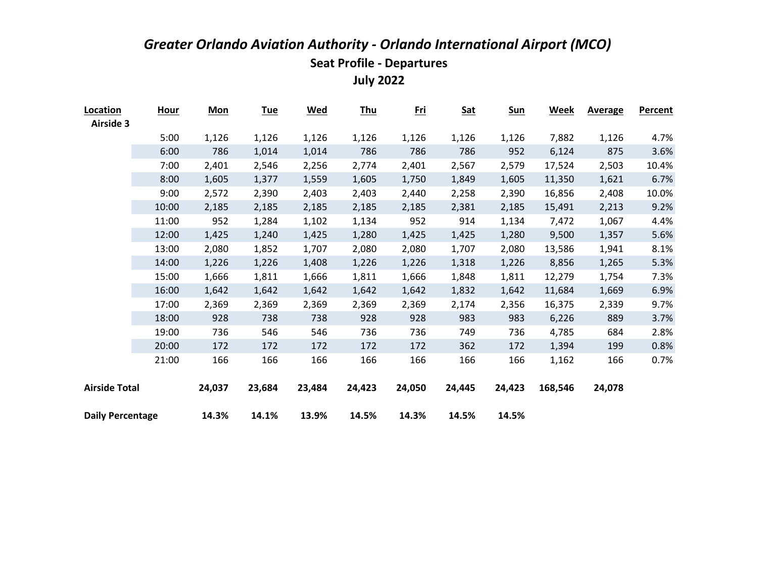# *Greater Orlando Aviation Authority - Orlando International Airport (MCO)*

## Seat Profile - Departures

## July 2022

| Location | Hour | Mon | Tue | Wed | Thu | Fri | Sat | Sun | Week | Average | Percent |
|---|---|---|---|---|---|---|---|---|---|---|---|
| **Airside 3** | | | | | | | | | | | |
| | 5:00 | 1,126 | 1,126 | 1,126 | 1,126 | 1,126 | 1,126 | 1,126 | 7,882 | 1,126 | 4.7% |
| | 6:00 | 786 | 1,014 | 1,014 | 786 | 786 | 786 | 952 | 6,124 | 875 | 3.6% |
| | 7:00 | 2,401 | 2,546 | 2,256 | 2,774 | 2,401 | 2,567 | 2,579 | 17,524 | 2,503 | 10.4% |
| | 8:00 | 1,605 | 1,377 | 1,559 | 1,605 | 1,750 | 1,849 | 1,605 | 11,350 | 1,621 | 6.7% |
| | 9:00 | 2,572 | 2,390 | 2,403 | 2,403 | 2,440 | 2,258 | 2,390 | 16,856 | 2,408 | 10.0% |
| | 10:00 | 2,185 | 2,185 | 2,185 | 2,185 | 2,185 | 2,381 | 2,185 | 15,491 | 2,213 | 9.2% |
| | 11:00 | 952 | 1,284 | 1,102 | 1,134 | 952 | 914 | 1,134 | 7,472 | 1,067 | 4.4% |
| | 12:00 | 1,425 | 1,240 | 1,425 | 1,280 | 1,425 | 1,425 | 1,280 | 9,500 | 1,357 | 5.6% |
| | 13:00 | 2,080 | 1,852 | 1,707 | 2,080 | 2,080 | 1,707 | 2,080 | 13,586 | 1,941 | 8.1% |
| | 14:00 | 1,226 | 1,226 | 1,408 | 1,226 | 1,226 | 1,318 | 1,226 | 8,856 | 1,265 | 5.3% |
| | 15:00 | 1,666 | 1,811 | 1,666 | 1,811 | 1,666 | 1,848 | 1,811 | 12,279 | 1,754 | 7.3% |
| | 16:00 | 1,642 | 1,642 | 1,642 | 1,642 | 1,642 | 1,832 | 1,642 | 11,684 | 1,669 | 6.9% |
| | 17:00 | 2,369 | 2,369 | 2,369 | 2,369 | 2,369 | 2,174 | 2,356 | 16,375 | 2,339 | 9.7% |
| | 18:00 | 928 | 738 | 738 | 928 | 928 | 983 | 983 | 6,226 | 889 | 3.7% |
| | 19:00 | 736 | 546 | 546 | 736 | 736 | 749 | 736 | 4,785 | 684 | 2.8% |
| | 20:00 | 172 | 172 | 172 | 172 | 172 | 362 | 172 | 1,394 | 199 | 0.8% |
| | 21:00 | 166 | 166 | 166 | 166 | 166 | 166 | 166 | 1,162 | 166 | 0.7% |
| **Airside Total** | | **24,037** | **23,684** | **23,484** | **24,423** | **24,050** | **24,445** | **24,423** | **168,546** | **24,078** | |
| **Daily Percentage** | | **14.3%** | **14.1%** | **13.9%** | **14.5%** | **14.3%** | **14.5%** | **14.5%** | | | |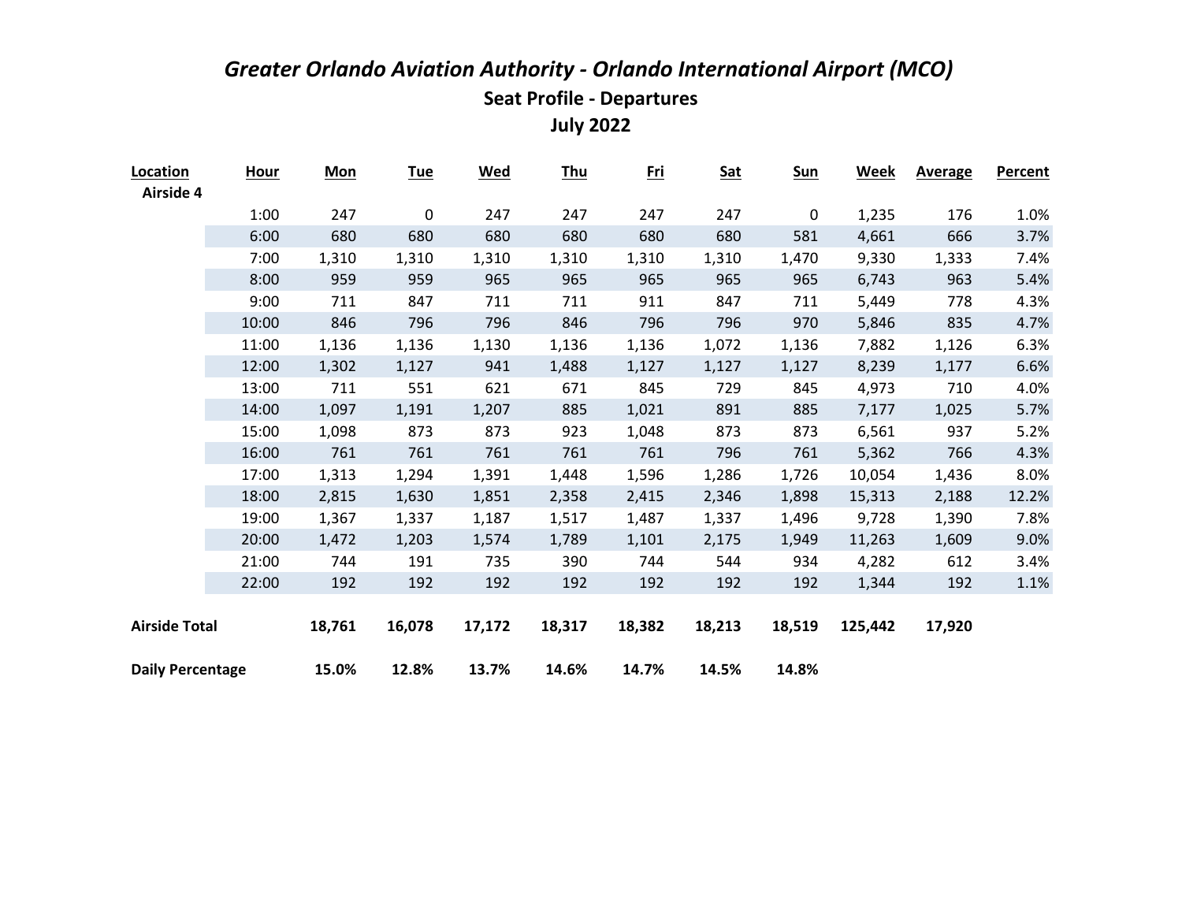# *Greater Orlando Aviation Authority - Orlando International Airport (MCO)*

## Seat Profile - Departures

## July 2022

| Location | Hour | Mon | Tue | Wed | Thu | Fri | Sat | Sun | Week | Average | Percent |
|---|---|---|---|---|---|---|---|---|---|---|---|
| **Airside 4** | | | | | | | | | | | |
| | 1:00 | 247 | 0 | 247 | 247 | 247 | 247 | 0 | 1,235 | 176 | 1.0% |
| | 6:00 | 680 | 680 | 680 | 680 | 680 | 680 | 581 | 4,661 | 666 | 3.7% |
| | 7:00 | 1,310 | 1,310 | 1,310 | 1,310 | 1,310 | 1,310 | 1,470 | 9,330 | 1,333 | 7.4% |
| | 8:00 | 959 | 959 | 965 | 965 | 965 | 965 | 965 | 6,743 | 963 | 5.4% |
| | 9:00 | 711 | 847 | 711 | 711 | 911 | 847 | 711 | 5,449 | 778 | 4.3% |
| | 10:00 | 846 | 796 | 796 | 846 | 796 | 796 | 970 | 5,846 | 835 | 4.7% |
| | 11:00 | 1,136 | 1,136 | 1,130 | 1,136 | 1,136 | 1,072 | 1,136 | 7,882 | 1,126 | 6.3% |
| | 12:00 | 1,302 | 1,127 | 941 | 1,488 | 1,127 | 1,127 | 1,127 | 8,239 | 1,177 | 6.6% |
| | 13:00 | 711 | 551 | 621 | 671 | 845 | 729 | 845 | 4,973 | 710 | 4.0% |
| | 14:00 | 1,097 | 1,191 | 1,207 | 885 | 1,021 | 891 | 885 | 7,177 | 1,025 | 5.7% |
| | 15:00 | 1,098 | 873 | 873 | 923 | 1,048 | 873 | 873 | 6,561 | 937 | 5.2% |
| | 16:00 | 761 | 761 | 761 | 761 | 761 | 796 | 761 | 5,362 | 766 | 4.3% |
| | 17:00 | 1,313 | 1,294 | 1,391 | 1,448 | 1,596 | 1,286 | 1,726 | 10,054 | 1,436 | 8.0% |
| | 18:00 | 2,815 | 1,630 | 1,851 | 2,358 | 2,415 | 2,346 | 1,898 | 15,313 | 2,188 | 12.2% |
| | 19:00 | 1,367 | 1,337 | 1,187 | 1,517 | 1,487 | 1,337 | 1,496 | 9,728 | 1,390 | 7.8% |
| | 20:00 | 1,472 | 1,203 | 1,574 | 1,789 | 1,101 | 2,175 | 1,949 | 11,263 | 1,609 | 9.0% |
| | 21:00 | 744 | 191 | 735 | 390 | 744 | 544 | 934 | 4,282 | 612 | 3.4% |
| | 22:00 | 192 | 192 | 192 | 192 | 192 | 192 | 192 | 1,344 | 192 | 1.1% |
| **Airside Total** | | **18,761** | **16,078** | **17,172** | **18,317** | **18,382** | **18,213** | **18,519** | **125,442** | **17,920** | |
| **Daily Percentage** | | **15.0%** | **12.8%** | **13.7%** | **14.6%** | **14.7%** | **14.5%** | **14.8%** | | | |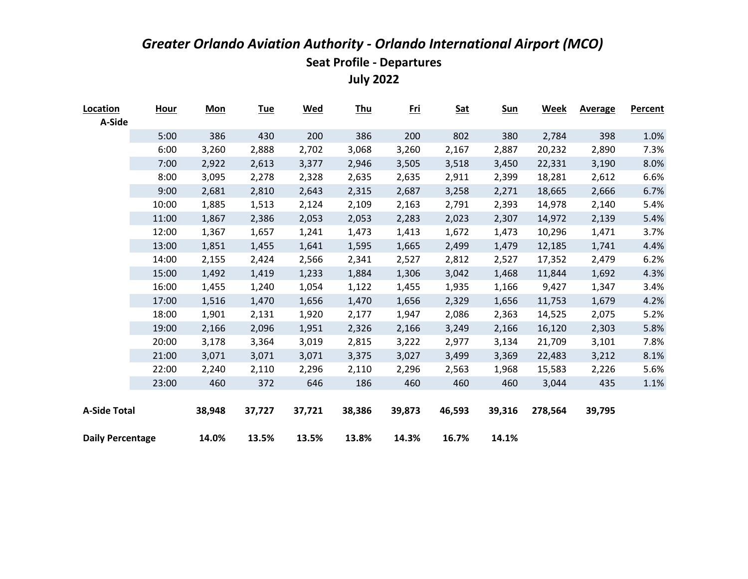# *Greater Orlando Aviation Authority - Orlando International Airport (MCO)*

## Seat Profile - Departures

## July 2022

| Location | Hour | Mon | Tue | Wed | Thu | Fri | Sat | Sun | Week | Average | Percent |
|---|---|---|---|---|---|---|---|---|---|---|---|
| A-Side | | | | | | | | | | | |
| | 5:00 | 386 | 430 | 200 | 386 | 200 | 802 | 380 | 2,784 | 398 | 1.0% |
| | 6:00 | 3,260 | 2,888 | 2,702 | 3,068 | 3,260 | 2,167 | 2,887 | 20,232 | 2,890 | 7.3% |
| | 7:00 | 2,922 | 2,613 | 3,377 | 2,946 | 3,505 | 3,518 | 3,450 | 22,331 | 3,190 | 8.0% |
| | 8:00 | 3,095 | 2,278 | 2,328 | 2,635 | 2,635 | 2,911 | 2,399 | 18,281 | 2,612 | 6.6% |
| | 9:00 | 2,681 | 2,810 | 2,643 | 2,315 | 2,687 | 3,258 | 2,271 | 18,665 | 2,666 | 6.7% |
| | 10:00 | 1,885 | 1,513 | 2,124 | 2,109 | 2,163 | 2,791 | 2,393 | 14,978 | 2,140 | 5.4% |
| | 11:00 | 1,867 | 2,386 | 2,053 | 2,053 | 2,283 | 2,023 | 2,307 | 14,972 | 2,139 | 5.4% |
| | 12:00 | 1,367 | 1,657 | 1,241 | 1,473 | 1,413 | 1,672 | 1,473 | 10,296 | 1,471 | 3.7% |
| | 13:00 | 1,851 | 1,455 | 1,641 | 1,595 | 1,665 | 2,499 | 1,479 | 12,185 | 1,741 | 4.4% |
| | 14:00 | 2,155 | 2,424 | 2,566 | 2,341 | 2,527 | 2,812 | 2,527 | 17,352 | 2,479 | 6.2% |
| | 15:00 | 1,492 | 1,419 | 1,233 | 1,884 | 1,306 | 3,042 | 1,468 | 11,844 | 1,692 | 4.3% |
| | 16:00 | 1,455 | 1,240 | 1,054 | 1,122 | 1,455 | 1,935 | 1,166 | 9,427 | 1,347 | 3.4% |
| | 17:00 | 1,516 | 1,470 | 1,656 | 1,470 | 1,656 | 2,329 | 1,656 | 11,753 | 1,679 | 4.2% |
| | 18:00 | 1,901 | 2,131 | 1,920 | 2,177 | 1,947 | 2,086 | 2,363 | 14,525 | 2,075 | 5.2% |
| | 19:00 | 2,166 | 2,096 | 1,951 | 2,326 | 2,166 | 3,249 | 2,166 | 16,120 | 2,303 | 5.8% |
| | 20:00 | 3,178 | 3,364 | 3,019 | 2,815 | 3,222 | 2,977 | 3,134 | 21,709 | 3,101 | 7.8% |
| | 21:00 | 3,071 | 3,071 | 3,071 | 3,375 | 3,027 | 3,499 | 3,369 | 22,483 | 3,212 | 8.1% |
| | 22:00 | 2,240 | 2,110 | 2,296 | 2,110 | 2,296 | 2,563 | 1,968 | 15,583 | 2,226 | 5.6% |
| | 23:00 | 460 | 372 | 646 | 186 | 460 | 460 | 460 | 3,044 | 435 | 1.1% |
| **A-Side Total** | | **38,948** | **37,727** | **37,721** | **38,386** | **39,873** | **46,593** | **39,316** | **278,564** | **39,795** | |
| **Daily Percentage** | | **14.0%** | **13.5%** | **13.5%** | **13.8%** | **14.3%** | **16.7%** | **14.1%** | | | |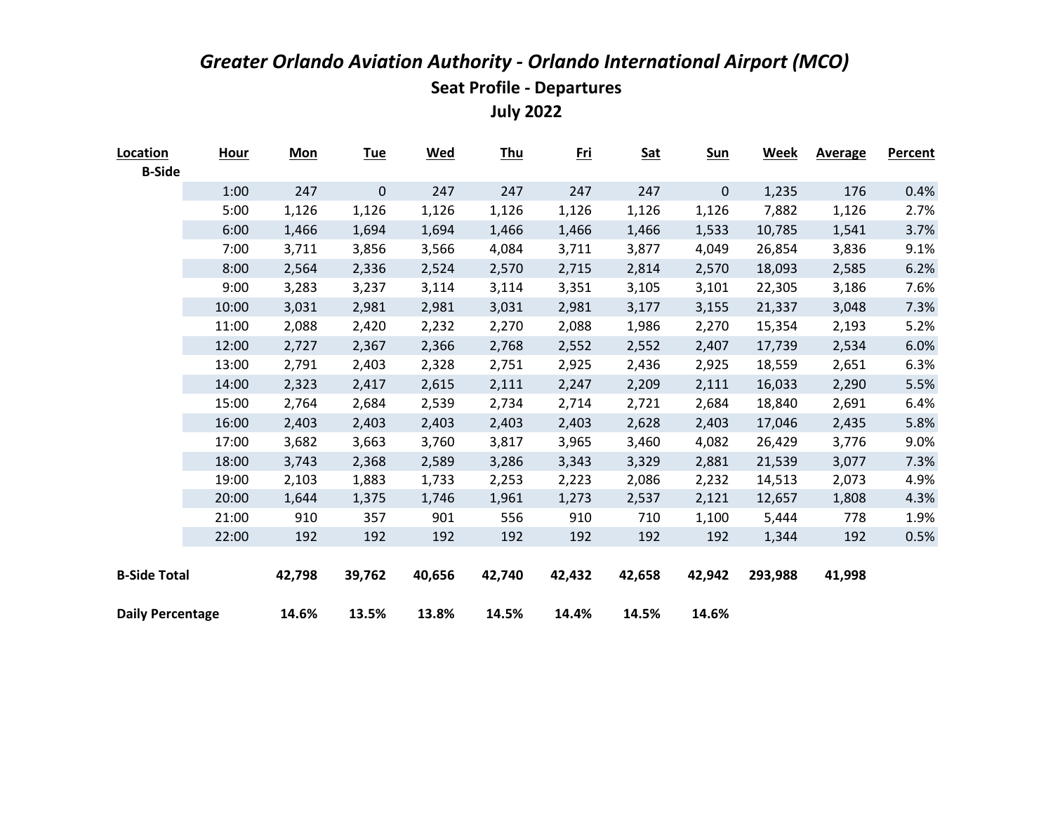# *Greater Orlando Aviation Authority - Orlando International Airport (MCO)*

## Seat Profile - Departures

## July 2022

| Location | Hour | Mon | Tue | Wed | Thu | Fri | Sat | Sun | Week | Average | Percent |
|---|---|---|---|---|---|---|---|---|---|---|---|
| B-Side | | | | | | | | | | | |
| | 1:00 | 247 | 0 | 247 | 247 | 247 | 247 | 0 | 1,235 | 176 | 0.4% |
| | 5:00 | 1,126 | 1,126 | 1,126 | 1,126 | 1,126 | 1,126 | 1,126 | 7,882 | 1,126 | 2.7% |
| | 6:00 | 1,466 | 1,694 | 1,694 | 1,466 | 1,466 | 1,466 | 1,533 | 10,785 | 1,541 | 3.7% |
| | 7:00 | 3,711 | 3,856 | 3,566 | 4,084 | 3,711 | 3,877 | 4,049 | 26,854 | 3,836 | 9.1% |
| | 8:00 | 2,564 | 2,336 | 2,524 | 2,570 | 2,715 | 2,814 | 2,570 | 18,093 | 2,585 | 6.2% |
| | 9:00 | 3,283 | 3,237 | 3,114 | 3,114 | 3,351 | 3,105 | 3,101 | 22,305 | 3,186 | 7.6% |
| | 10:00 | 3,031 | 2,981 | 2,981 | 3,031 | 2,981 | 3,177 | 3,155 | 21,337 | 3,048 | 7.3% |
| | 11:00 | 2,088 | 2,420 | 2,232 | 2,270 | 2,088 | 1,986 | 2,270 | 15,354 | 2,193 | 5.2% |
| | 12:00 | 2,727 | 2,367 | 2,366 | 2,768 | 2,552 | 2,552 | 2,407 | 17,739 | 2,534 | 6.0% |
| | 13:00 | 2,791 | 2,403 | 2,328 | 2,751 | 2,925 | 2,436 | 2,925 | 18,559 | 2,651 | 6.3% |
| | 14:00 | 2,323 | 2,417 | 2,615 | 2,111 | 2,247 | 2,209 | 2,111 | 16,033 | 2,290 | 5.5% |
| | 15:00 | 2,764 | 2,684 | 2,539 | 2,734 | 2,714 | 2,721 | 2,684 | 18,840 | 2,691 | 6.4% |
| | 16:00 | 2,403 | 2,403 | 2,403 | 2,403 | 2,403 | 2,628 | 2,403 | 17,046 | 2,435 | 5.8% |
| | 17:00 | 3,682 | 3,663 | 3,760 | 3,817 | 3,965 | 3,460 | 4,082 | 26,429 | 3,776 | 9.0% |
| | 18:00 | 3,743 | 2,368 | 2,589 | 3,286 | 3,343 | 3,329 | 2,881 | 21,539 | 3,077 | 7.3% |
| | 19:00 | 2,103 | 1,883 | 1,733 | 2,253 | 2,223 | 2,086 | 2,232 | 14,513 | 2,073 | 4.9% |
| | 20:00 | 1,644 | 1,375 | 1,746 | 1,961 | 1,273 | 2,537 | 2,121 | 12,657 | 1,808 | 4.3% |
| | 21:00 | 910 | 357 | 901 | 556 | 910 | 710 | 1,100 | 5,444 | 778 | 1.9% |
| | 22:00 | 192 | 192 | 192 | 192 | 192 | 192 | 192 | 1,344 | 192 | 0.5% |
| **B-Side Total** | | **42,798** | **39,762** | **40,656** | **42,740** | **42,432** | **42,658** | **42,942** | **293,988** | **41,998** | |
| **Daily Percentage** | | **14.6%** | **13.5%** | **13.8%** | **14.5%** | **14.4%** | **14.5%** | **14.6%** | | | |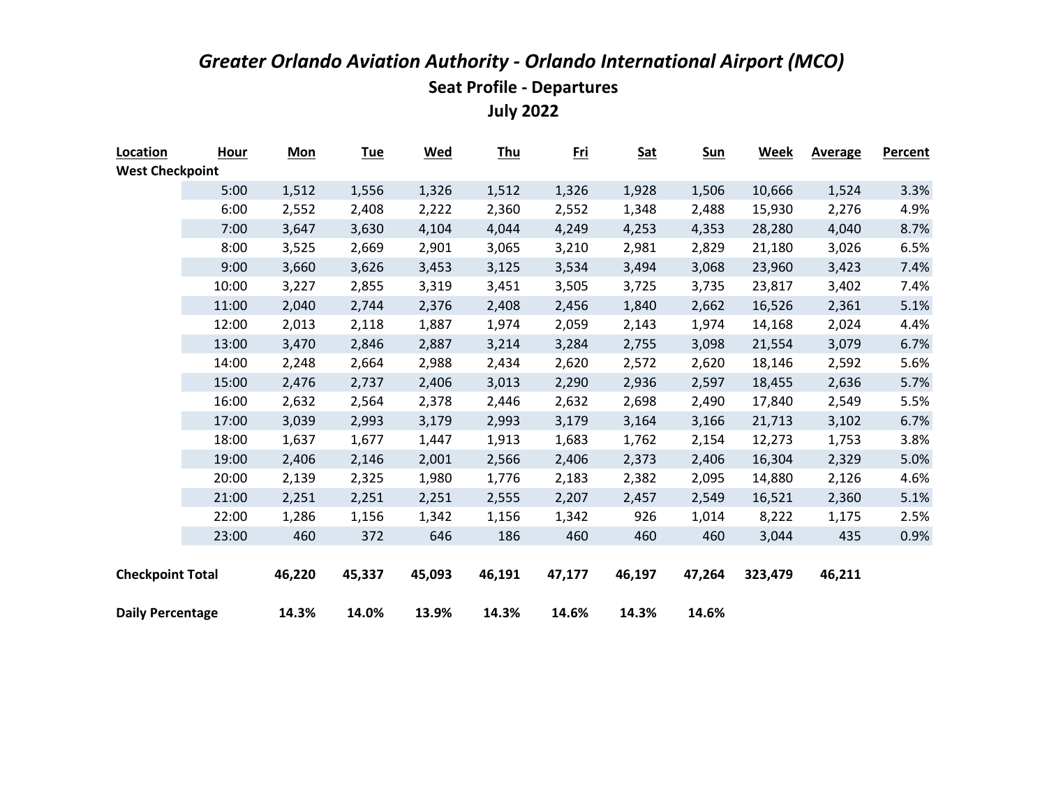# *Greater Orlando Aviation Authority - Orlando International Airport (MCO)*

## Seat Profile - Departures

## July 2022

| Location | Hour | Mon | Tue | Wed | Thu | Fri | Sat | Sun | Week | Average | Percent |
|---|---|---|---|---|---|---|---|---|---|---|---|
| **West Checkpoint** | | | | | | | | | | | |
| | 5:00 | 1,512 | 1,556 | 1,326 | 1,512 | 1,326 | 1,928 | 1,506 | 10,666 | 1,524 | 3.3% |
| | 6:00 | 2,552 | 2,408 | 2,222 | 2,360 | 2,552 | 1,348 | 2,488 | 15,930 | 2,276 | 4.9% |
| | 7:00 | 3,647 | 3,630 | 4,104 | 4,044 | 4,249 | 4,253 | 4,353 | 28,280 | 4,040 | 8.7% |
| | 8:00 | 3,525 | 2,669 | 2,901 | 3,065 | 3,210 | 2,981 | 2,829 | 21,180 | 3,026 | 6.5% |
| | 9:00 | 3,660 | 3,626 | 3,453 | 3,125 | 3,534 | 3,494 | 3,068 | 23,960 | 3,423 | 7.4% |
| | 10:00 | 3,227 | 2,855 | 3,319 | 3,451 | 3,505 | 3,725 | 3,735 | 23,817 | 3,402 | 7.4% |
| | 11:00 | 2,040 | 2,744 | 2,376 | 2,408 | 2,456 | 1,840 | 2,662 | 16,526 | 2,361 | 5.1% |
| | 12:00 | 2,013 | 2,118 | 1,887 | 1,974 | 2,059 | 2,143 | 1,974 | 14,168 | 2,024 | 4.4% |
| | 13:00 | 3,470 | 2,846 | 2,887 | 3,214 | 3,284 | 2,755 | 3,098 | 21,554 | 3,079 | 6.7% |
| | 14:00 | 2,248 | 2,664 | 2,988 | 2,434 | 2,620 | 2,572 | 2,620 | 18,146 | 2,592 | 5.6% |
| | 15:00 | 2,476 | 2,737 | 2,406 | 3,013 | 2,290 | 2,936 | 2,597 | 18,455 | 2,636 | 5.7% |
| | 16:00 | 2,632 | 2,564 | 2,378 | 2,446 | 2,632 | 2,698 | 2,490 | 17,840 | 2,549 | 5.5% |
| | 17:00 | 3,039 | 2,993 | 3,179 | 2,993 | 3,179 | 3,164 | 3,166 | 21,713 | 3,102 | 6.7% |
| | 18:00 | 1,637 | 1,677 | 1,447 | 1,913 | 1,683 | 1,762 | 2,154 | 12,273 | 1,753 | 3.8% |
| | 19:00 | 2,406 | 2,146 | 2,001 | 2,566 | 2,406 | 2,373 | 2,406 | 16,304 | 2,329 | 5.0% |
| | 20:00 | 2,139 | 2,325 | 1,980 | 1,776 | 2,183 | 2,382 | 2,095 | 14,880 | 2,126 | 4.6% |
| | 21:00 | 2,251 | 2,251 | 2,251 | 2,555 | 2,207 | 2,457 | 2,549 | 16,521 | 2,360 | 5.1% |
| | 22:00 | 1,286 | 1,156 | 1,342 | 1,156 | 1,342 | 926 | 1,014 | 8,222 | 1,175 | 2.5% |
| | 23:00 | 460 | 372 | 646 | 186 | 460 | 460 | 460 | 3,044 | 435 | 0.9% |
| **Checkpoint Total** | | **46,220** | **45,337** | **45,093** | **46,191** | **47,177** | **46,197** | **47,264** | **323,479** | **46,211** | |
| **Daily Percentage** | | **14.3%** | **14.0%** | **13.9%** | **14.3%** | **14.6%** | **14.3%** | **14.6%** | | | |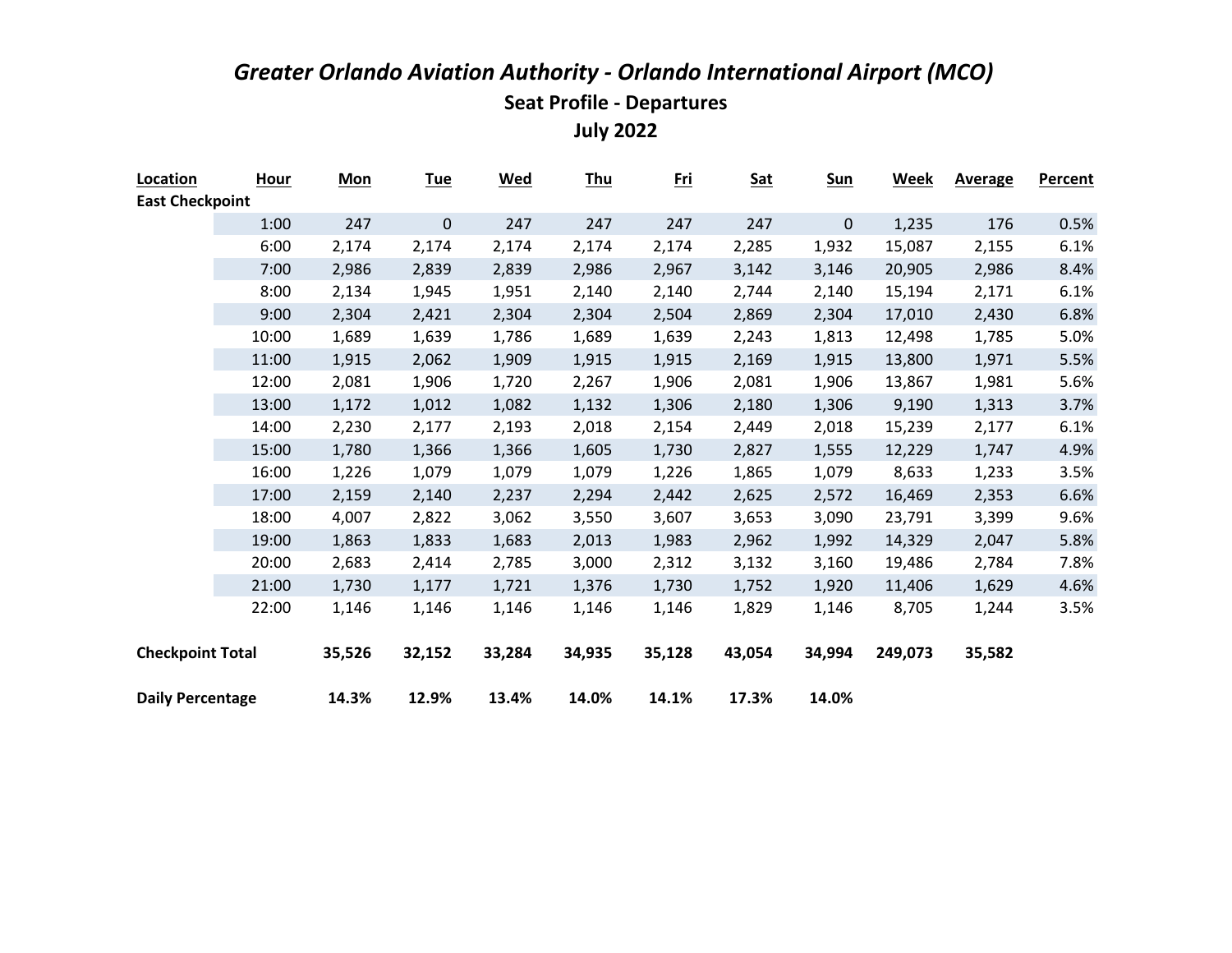# *Greater Orlando Aviation Authority - Orlando International Airport (MCO)*

## Seat Profile - Departures

## July 2022

| Location | Hour | Mon | Tue | Wed | Thu | Fri | Sat | Sun | Week | Average | Percent |
|---|---|---|---|---|---|---|---|---|---|---|---|
| **East Checkpoint** | | | | | | | | | | | |
| | 1:00 | 247 | 0 | 247 | 247 | 247 | 247 | 0 | 1,235 | 176 | 0.5% |
| | 6:00 | 2,174 | 2,174 | 2,174 | 2,174 | 2,174 | 2,285 | 1,932 | 15,087 | 2,155 | 6.1% |
| | 7:00 | 2,986 | 2,839 | 2,839 | 2,986 | 2,967 | 3,142 | 3,146 | 20,905 | 2,986 | 8.4% |
| | 8:00 | 2,134 | 1,945 | 1,951 | 2,140 | 2,140 | 2,744 | 2,140 | 15,194 | 2,171 | 6.1% |
| | 9:00 | 2,304 | 2,421 | 2,304 | 2,304 | 2,504 | 2,869 | 2,304 | 17,010 | 2,430 | 6.8% |
| | 10:00 | 1,689 | 1,639 | 1,786 | 1,689 | 1,639 | 2,243 | 1,813 | 12,498 | 1,785 | 5.0% |
| | 11:00 | 1,915 | 2,062 | 1,909 | 1,915 | 1,915 | 2,169 | 1,915 | 13,800 | 1,971 | 5.5% |
| | 12:00 | 2,081 | 1,906 | 1,720 | 2,267 | 1,906 | 2,081 | 1,906 | 13,867 | 1,981 | 5.6% |
| | 13:00 | 1,172 | 1,012 | 1,082 | 1,132 | 1,306 | 2,180 | 1,306 | 9,190 | 1,313 | 3.7% |
| | 14:00 | 2,230 | 2,177 | 2,193 | 2,018 | 2,154 | 2,449 | 2,018 | 15,239 | 2,177 | 6.1% |
| | 15:00 | 1,780 | 1,366 | 1,366 | 1,605 | 1,730 | 2,827 | 1,555 | 12,229 | 1,747 | 4.9% |
| | 16:00 | 1,226 | 1,079 | 1,079 | 1,079 | 1,226 | 1,865 | 1,079 | 8,633 | 1,233 | 3.5% |
| | 17:00 | 2,159 | 2,140 | 2,237 | 2,294 | 2,442 | 2,625 | 2,572 | 16,469 | 2,353 | 6.6% |
| | 18:00 | 4,007 | 2,822 | 3,062 | 3,550 | 3,607 | 3,653 | 3,090 | 23,791 | 3,399 | 9.6% |
| | 19:00 | 1,863 | 1,833 | 1,683 | 2,013 | 1,983 | 2,962 | 1,992 | 14,329 | 2,047 | 5.8% |
| | 20:00 | 2,683 | 2,414 | 2,785 | 3,000 | 2,312 | 3,132 | 3,160 | 19,486 | 2,784 | 7.8% |
| | 21:00 | 1,730 | 1,177 | 1,721 | 1,376 | 1,730 | 1,752 | 1,920 | 11,406 | 1,629 | 4.6% |
| | 22:00 | 1,146 | 1,146 | 1,146 | 1,146 | 1,146 | 1,829 | 1,146 | 8,705 | 1,244 | 3.5% |
| **Checkpoint Total** | | **35,526** | **32,152** | **33,284** | **34,935** | **35,128** | **43,054** | **34,994** | **249,073** | **35,582** | |
| **Daily Percentage** | | **14.3%** | **12.9%** | **13.4%** | **14.0%** | **14.1%** | **17.3%** | **14.0%** | | | |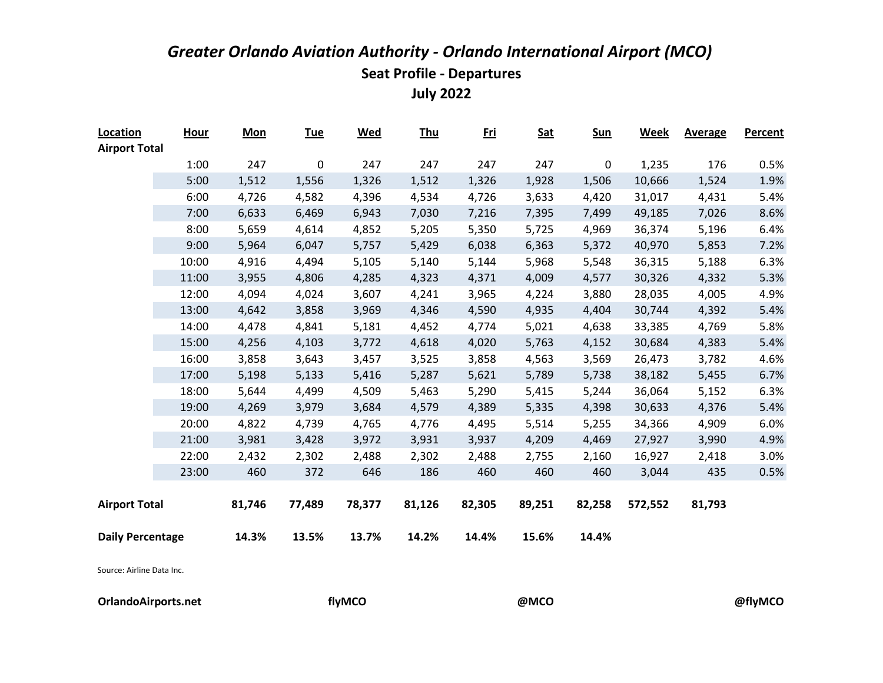# *Greater Orlando Aviation Authority - Orlando International Airport (MCO)*

## Seat Profile - Departures

## July 2022

| Location | Hour | Mon | Tue | Wed | Thu | Fri | Sat | Sun | Week | Average | Percent |
|---|---|---|---|---|---|---|---|---|---|---|---|
| **Airport Total** | | | | | | | | | | | |
| | 1:00 | 247 | 0 | 247 | 247 | 247 | 247 | 0 | 1,235 | 176 | 0.5% |
| | 5:00 | 1,512 | 1,556 | 1,326 | 1,512 | 1,326 | 1,928 | 1,506 | 10,666 | 1,524 | 1.9% |
| | 6:00 | 4,726 | 4,582 | 4,396 | 4,534 | 4,726 | 3,633 | 4,420 | 31,017 | 4,431 | 5.4% |
| | 7:00 | 6,633 | 6,469 | 6,943 | 7,030 | 7,216 | 7,395 | 7,499 | 49,185 | 7,026 | 8.6% |
| | 8:00 | 5,659 | 4,614 | 4,852 | 5,205 | 5,350 | 5,725 | 4,969 | 36,374 | 5,196 | 6.4% |
| | 9:00 | 5,964 | 6,047 | 5,757 | 5,429 | 6,038 | 6,363 | 5,372 | 40,970 | 5,853 | 7.2% |
| | 10:00 | 4,916 | 4,494 | 5,105 | 5,140 | 5,144 | 5,968 | 5,548 | 36,315 | 5,188 | 6.3% |
| | 11:00 | 3,955 | 4,806 | 4,285 | 4,323 | 4,371 | 4,009 | 4,577 | 30,326 | 4,332 | 5.3% |
| | 12:00 | 4,094 | 4,024 | 3,607 | 4,241 | 3,965 | 4,224 | 3,880 | 28,035 | 4,005 | 4.9% |
| | 13:00 | 4,642 | 3,858 | 3,969 | 4,346 | 4,590 | 4,935 | 4,404 | 30,744 | 4,392 | 5.4% |
| | 14:00 | 4,478 | 4,841 | 5,181 | 4,452 | 4,774 | 5,021 | 4,638 | 33,385 | 4,769 | 5.8% |
| | 15:00 | 4,256 | 4,103 | 3,772 | 4,618 | 4,020 | 5,763 | 4,152 | 30,684 | 4,383 | 5.4% |
| | 16:00 | 3,858 | 3,643 | 3,457 | 3,525 | 3,858 | 4,563 | 3,569 | 26,473 | 3,782 | 4.6% |
| | 17:00 | 5,198 | 5,133 | 5,416 | 5,287 | 5,621 | 5,789 | 5,738 | 38,182 | 5,455 | 6.7% |
| | 18:00 | 5,644 | 4,499 | 4,509 | 5,463 | 5,290 | 5,415 | 5,244 | 36,064 | 5,152 | 6.3% |
| | 19:00 | 4,269 | 3,979 | 3,684 | 4,579 | 4,389 | 5,335 | 4,398 | 30,633 | 4,376 | 5.4% |
| | 20:00 | 4,822 | 4,739 | 4,765 | 4,776 | 4,495 | 5,514 | 5,255 | 34,366 | 4,909 | 6.0% |
| | 21:00 | 3,981 | 3,428 | 3,972 | 3,931 | 3,937 | 4,209 | 4,469 | 27,927 | 3,990 | 4.9% |
| | 22:00 | 2,432 | 2,302 | 2,488 | 2,302 | 2,488 | 2,755 | 2,160 | 16,927 | 2,418 | 3.0% |
| | 23:00 | 460 | 372 | 646 | 186 | 460 | 460 | 460 | 3,044 | 435 | 0.5% |
| **Airport Total** | | **81,746** | **77,489** | **78,377** | **81,126** | **82,305** | **89,251** | **82,258** | **572,552** | **81,793** | |
| **Daily Percentage** | | **14.3%** | **13.5%** | **13.7%** | **14.2%** | **14.4%** | **15.6%** | **14.4%** | | | |

Source: Airline Data Inc.

**OrlandoAirports.net** **flyMCO** **@MCO** **@flyMCO**